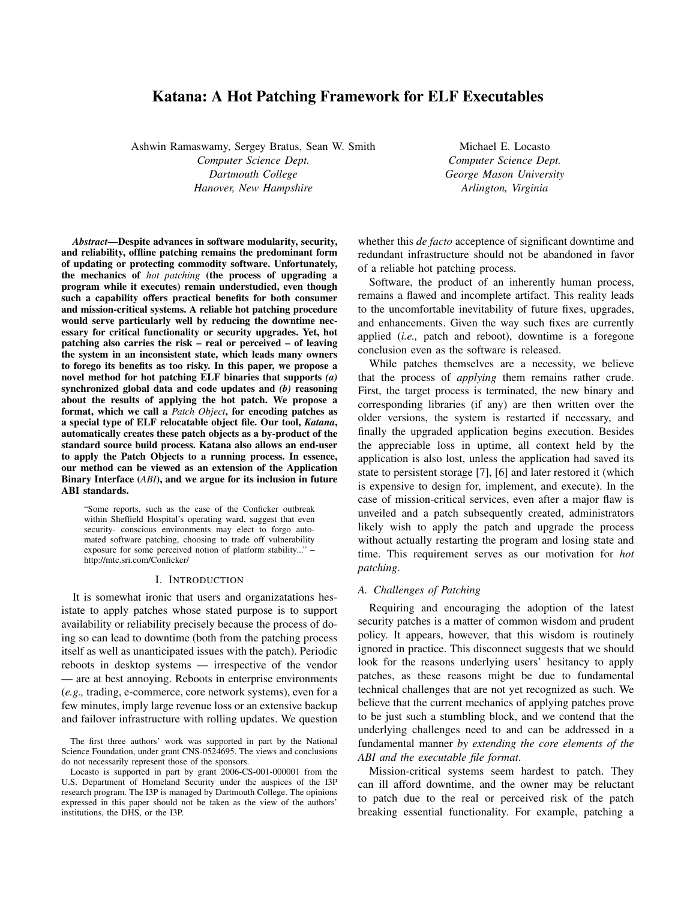# Katana: A Hot Patching Framework for ELF Executables

Ashwin Ramaswamy, Sergey Bratus, Sean W. Smith
*Computer Science Dept.*
*Dartmouth College*
*Hanover, New Hampshire*

Michael E. Locasto
*Computer Science Dept.*
*George Mason University*
*Arlington, Virginia*

***Abstract*—Despite advances in software modularity, security, and reliability, offline patching remains the predominant form of updating or protecting commodity software. Unfortunately, the mechanics of *hot patching* (the process of upgrading a program while it executes) remain understudied, even though such a capability offers practical benefits for both consumer and mission-critical systems. A reliable hot patching procedure would serve particularly well by reducing the downtime necessary for critical functionality or security upgrades. Yet, hot patching also carries the risk – real or perceived – of leaving the system in an inconsistent state, which leads many owners to forego its benefits as too risky. In this paper, we propose a novel method for hot patching ELF binaries that supports *(a)* synchronized global data and code updates and *(b)* reasoning about the results of applying the hot patch. We propose a format, which we call a *Patch Object*, for encoding patches as a special type of ELF relocatable object file. Our tool, *Katana*, automatically creates these patch objects as a by-product of the standard source build process. Katana also allows an end-user to apply the Patch Objects to a running process. In essence, our method can be viewed as an extension of the Application Binary Interface (*ABI*), and we argue for its inclusion in future ABI standards.**

> "Some reports, such as the case of the Conficker outbreak within Sheffield Hospital's operating ward, suggest that even security- conscious environments may elect to forgo automated software patching, choosing to trade off vulnerability exposure for some perceived notion of platform stability..." – http://mtc.sri.com/Conficker/

## I. Introduction

It is somewhat ironic that users and organizatations hesistate to apply patches whose stated purpose is to support availability or reliability precisely because the process of doing so can lead to downtime (both from the patching process itself as well as unanticipated issues with the patch). Periodic reboots in desktop systems — irrespective of the vendor — are at best annoying. Reboots in enterprise environments (*e.g.,* trading, e-commerce, core network systems), even for a few minutes, imply large revenue loss or an extensive backup and failover infrastructure with rolling updates. We question whether this *de facto* acceptence of significant downtime and redundant infrastructure should not be abandoned in favor of a reliable hot patching process.

Software, the product of an inherently human process, remains a flawed and incomplete artifact. This reality leads to the uncomfortable inevitability of future fixes, upgrades, and enhancements. Given the way such fixes are currently applied (*i.e.,* patch and reboot), downtime is a foregone conclusion even as the software is released.

While patches themselves are a necessity, we believe that the process of *applying* them remains rather crude. First, the target process is terminated, the new binary and corresponding libraries (if any) are then written over the older versions, the system is restarted if necessary, and finally the upgraded application begins execution. Besides the appreciable loss in uptime, all context held by the application is also lost, unless the application had saved its state to persistent storage [7], [6] and later restored it (which is expensive to design for, implement, and execute). In the case of mission-critical services, even after a major flaw is unveiled and a patch subsequently created, administrators likely wish to apply the patch and upgrade the process without actually restarting the program and losing state and time. This requirement serves as our motivation for *hot patching*.

### A. Challenges of Patching

Requiring and encouraging the adoption of the latest security patches is a matter of common wisdom and prudent policy. It appears, however, that this wisdom is routinely ignored in practice. This disconnect suggests that we should look for the reasons underlying users' hesitancy to apply patches, as these reasons might be due to fundamental technical challenges that are not yet recognized as such. We believe that the current mechanics of applying patches prove to be just such a stumbling block, and we contend that the underlying challenges need to and can be addressed in a fundamental manner *by extending the core elements of the ABI and the executable file format*.

Mission-critical systems seem hardest to patch. They can ill afford downtime, and the owner may be reluctant to patch due to the real or perceived risk of the patch breaking essential functionality. For example, patching a

The first three authors' work was supported in part by the National Science Foundation, under grant CNS-0524695. The views and conclusions do not necessarily represent those of the sponsors.

Locasto is supported in part by grant 2006-CS-001-000001 from the U.S. Department of Homeland Security under the auspices of the I3P research program. The I3P is managed by Dartmouth College. The opinions expressed in this paper should not be taken as the view of the authors' institutions, the DHS, or the I3P.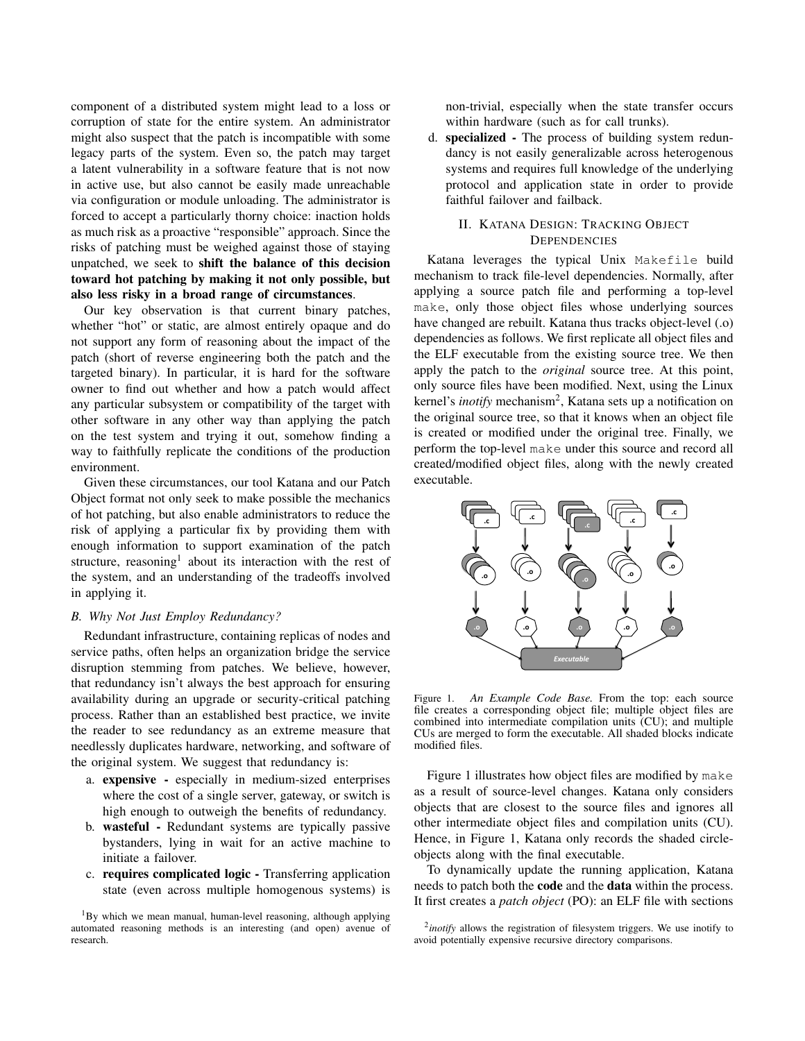component of a distributed system might lead to a loss or corruption of state for the entire system. An administrator might also suspect that the patch is incompatible with some legacy parts of the system. Even so, the patch may target a latent vulnerability in a software feature that is not now in active use, but also cannot be easily made unreachable via configuration or module unloading. The administrator is forced to accept a particularly thorny choice: inaction holds as much risk as a proactive "responsible" approach. Since the risks of patching must be weighed against those of staying unpatched, we seek to **shift the balance of this decision toward hot patching by making it not only possible, but also less risky in a broad range of circumstances**.

Our key observation is that current binary patches, whether "hot" or static, are almost entirely opaque and do not support any form of reasoning about the impact of the patch (short of reverse engineering both the patch and the targeted binary). In particular, it is hard for the software owner to find out whether and how a patch would affect any particular subsystem or compatibility of the target with other software in any other way than applying the patch on the test system and trying it out, somehow finding a way to faithfully replicate the conditions of the production environment.

Given these circumstances, our tool Katana and our Patch Object format not only seek to make possible the mechanics of hot patching, but also enable administrators to reduce the risk of applying a particular fix by providing them with enough information to support examination of the patch structure, reasoning[1] about its interaction with the rest of the system, and an understanding of the tradeoffs involved in applying it.

### B. Why Not Just Employ Redundancy?

Redundant infrastructure, containing replicas of nodes and service paths, often helps an organization bridge the service disruption stemming from patches. We believe, however, that redundancy isn't always the best approach for ensuring availability during an upgrade or security-critical patching process. Rather than an established best practice, we invite the reader to see redundancy as an extreme measure that needlessly duplicates hardware, networking, and software of the original system. We suggest that redundancy is:

a. **expensive -** especially in medium-sized enterprises where the cost of a single server, gateway, or switch is high enough to outweigh the benefits of redundancy.
b. **wasteful -** Redundant systems are typically passive bystanders, lying in wait for an active machine to initiate a failover.
c. **requires complicated logic -** Transferring application state (even across multiple homogenous systems) is non-trivial, especially when the state transfer occurs within hardware (such as for call trunks).
d. **specialized -** The process of building system redundancy is not easily generalizable across heterogenous systems and requires full knowledge of the underlying protocol and application state in order to provide faithful failover and failback.

[1]By which we mean manual, human-level reasoning, although applying automated reasoning methods is an interesting (and open) avenue of research.

## II. Katana Design: Tracking Object Dependencies

Katana leverages the typical Unix `Makefile` build mechanism to track file-level dependencies. Normally, after applying a source patch file and performing a top-level `make`, only those object files whose underlying sources have changed are rebuilt. Katana thus tracks object-level (.o) dependencies as follows. We first replicate all object files and the ELF executable from the existing source tree. We then apply the patch to the *original* source tree. At this point, only source files have been modified. Next, using the Linux kernel's *inotify* mechanism[2], Katana sets up a notification on the original source tree, so that it knows when an object file is created or modified under the original tree. Finally, we perform the top-level `make` under this source and record all created/modified object files, along with the newly created executable.

.c .c .c .c .c

.o .o .o .o .o

.o .o .o .o .o

Executable

Figure 1. *An Example Code Base.* From the top: each source file creates a corresponding object file; multiple object files are combined into intermediate compilation units (CU); and multiple CUs are merged to form the executable. All shaded blocks indicate modified files.

Figure 1 illustrates how object files are modified by `make` as a result of source-level changes. Katana only considers objects that are closest to the source files and ignores all other intermediate object files and compilation units (CU). Hence, in Figure 1, Katana only records the shaded circle-objects along with the final executable.

To dynamically update the running application, Katana needs to patch both the **code** and the **data** within the process. It first creates a *patch object* (PO): an ELF file with sections

[2]*inotify* allows the registration of filesystem triggers. We use inotify to avoid potentially expensive recursive directory comparisons.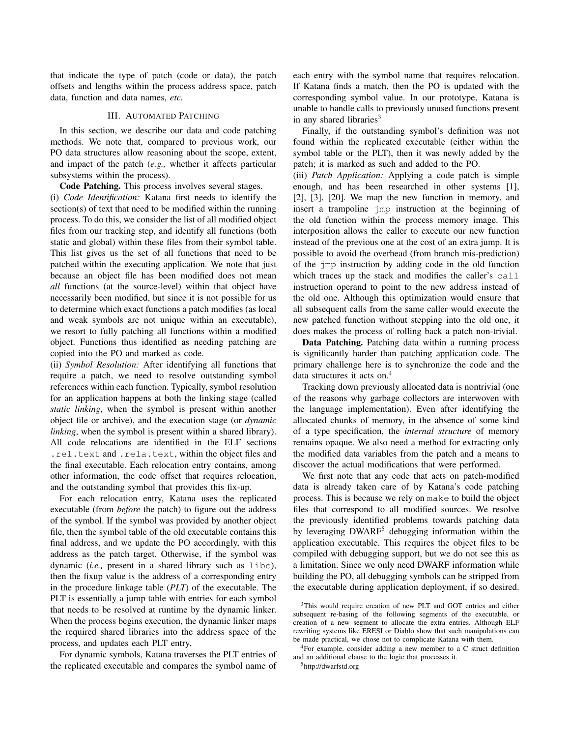that indicate the type of patch (code or data), the patch offsets and lengths within the process address space, patch data, function and data names, *etc.*

## III. Automated Patching

In this section, we describe our data and code patching methods. We note that, compared to previous work, our PO data structures allow reasoning about the scope, extent, and impact of the patch (*e.g.,* whether it affects particular subsystems within the process).

**Code Patching.** This process involves several stages.

(i) *Code Identification:* Katana first needs to identify the section(s) of text that need to be modified within the running process. To do this, we consider the list of all modified object files from our tracking step, and identify all functions (both static and global) within these files from their symbol table. This list gives us the set of all functions that need to be patched within the executing application. We note that just because an object file has been modified does not mean *all* functions (at the source-level) within that object have necessarily been modified, but since it is not possible for us to determine which exact functions a patch modifies (as local and weak symbols are not unique within an executable), we resort to fully patching all functions within a modified object. Functions thus identified as needing patching are copied into the PO and marked as code.

(ii) *Symbol Resolution:* After identifying all functions that require a patch, we need to resolve outstanding symbol references within each function. Typically, symbol resolution for an application happens at both the linking stage (called *static linking*, when the symbol is present within another object file or archive), and the execution stage (or *dynamic linking*, when the symbol is present within a shared library). All code relocations are identified in the ELF sections `.rel.text` and `.rela.text`, within the object files and the final executable. Each relocation entry contains, among other information, the code offset that requires relocation, and the outstanding symbol that provides this fix-up.

For each relocation entry, Katana uses the replicated executable (from *before* the patch) to figure out the address of the symbol. If the symbol was provided by another object file, then the symbol table of the old executable contains this final address, and we update the PO accordingly, with this address as the patch target. Otherwise, if the symbol was dynamic (*i.e.,* present in a shared library such as `libc`), then the fixup value is the address of a corresponding entry in the procedure linkage table (*PLT*) of the executable. The PLT is essentially a jump table with entries for each symbol that needs to be resolved at runtime by the dynamic linker. When the process begins execution, the dynamic linker maps the required shared libraries into the address space of the process, and updates each PLT entry.

For dynamic symbols, Katana traverses the PLT entries of the replicated executable and compares the symbol name of each entry with the symbol name that requires relocation. If Katana finds a match, then the PO is updated with the corresponding symbol value. In our prototype, Katana is unable to handle calls to previously unused functions present in any shared libraries[3]

Finally, if the outstanding symbol's definition was not found within the replicated executable (either within the symbol table or the PLT), then it was newly added by the patch; it is marked as such and added to the PO.

(iii) *Patch Application:* Applying a code patch is simple enough, and has been researched in other systems [1], [2], [3], [20]. We map the new function in memory, and insert a trampoline `jmp` instruction at the beginning of the old function within the process memory image. This interposition allows the caller to execute our new function instead of the previous one at the cost of an extra jump. It is possible to avoid the overhead (from branch mis-prediction) of the `jmp` instruction by adding code in the old function which traces up the stack and modifies the caller's `call` instruction operand to point to the new address instead of the old one. Although this optimization would ensure that all subsequent calls from the same caller would execute the new patched function without stepping into the old one, it does makes the process of rolling back a patch non-trivial.

**Data Patching.** Patching data within a running process is significantly harder than patching application code. The primary challenge here is to synchronize the code and the data structures it acts on.[4]

Tracking down previously allocated data is nontrivial (one of the reasons why garbage collectors are interwoven with the language implementation). Even after identifying the allocated chunks of memory, in the absence of some kind of a type specification, the *internal structure* of memory remains opaque. We also need a method for extracting only the modified data variables from the patch and a means to discover the actual modifications that were performed.

We first note that any code that acts on patch-modified data is already taken care of by Katana's code patching process. This is because we rely on `make` to build the object files that correspond to all modified sources. We resolve the previously identified problems towards patching data by leveraging DWARF[5] debugging information within the application executable. This requires the object files to be compiled with debugging support, but we do not see this as a limitation. Since we only need DWARF information while building the PO, all debugging symbols can be stripped from the executable during application deployment, if so desired.

---

[3] This would require creation of new PLT and GOT entries and either subsequent re-basing of the following segments of the executable, or creation of a new segment to allocate the extra entries. Although ELF rewriting systems like ERESI or Diablo show that such manipulations can be made practical, we chose not to complicate Katana with them.

[4] For example, consider adding a new member to a C struct definition and an additional clause to the logic that processes it.

[5] http://dwarfstd.org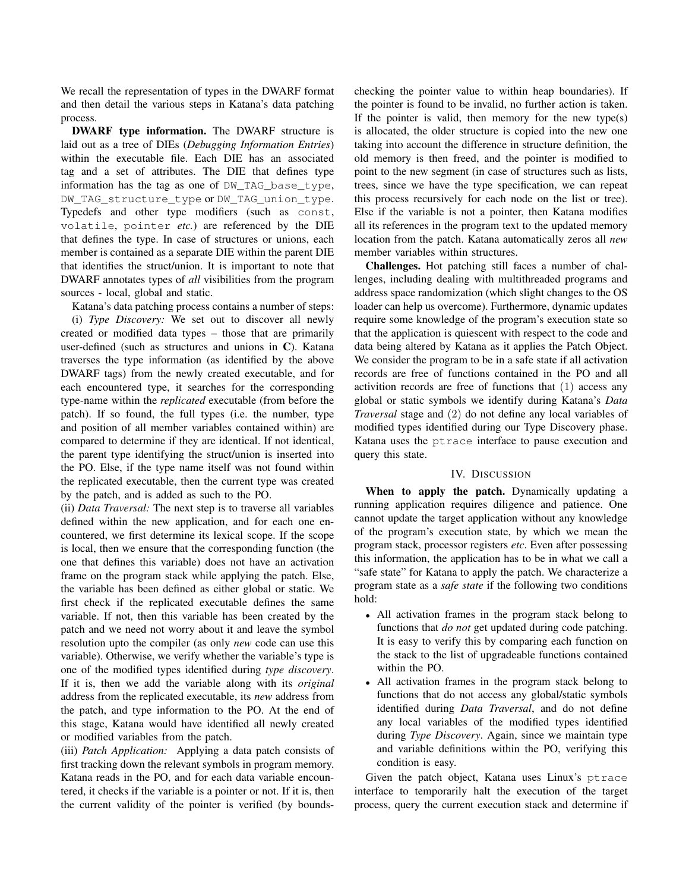We recall the representation of types in the DWARF format and then detail the various steps in Katana's data patching process.

**DWARF type information.** The DWARF structure is laid out as a tree of DIEs (*Debugging Information Entries*) within the executable file. Each DIE has an associated tag and a set of attributes. The DIE that defines type information has the tag as one of `DW_TAG_base_type`, `DW_TAG_structure_type` or `DW_TAG_union_type`. Typedefs and other type modifiers (such as `const`, `volatile`, `pointer` *etc.*) are referenced by the DIE that defines the type. In case of structures or unions, each member is contained as a separate DIE within the parent DIE that identifies the struct/union. It is important to note that DWARF annotates types of *all* visibilities from the program sources - local, global and static.

Katana's data patching process contains a number of steps:

(i) *Type Discovery:* We set out to discover all newly created or modified data types – those that are primarily user-defined (such as structures and unions in **C**). Katana traverses the type information (as identified by the above DWARF tags) from the newly created executable, and for each encountered type, it searches for the corresponding type-name within the *replicated* executable (from before the patch). If so found, the full types (i.e. the number, type and position of all member variables contained within) are compared to determine if they are identical. If not identical, the parent type identifying the struct/union is inserted into the PO. Else, if the type name itself was not found within the replicated executable, then the current type was created by the patch, and is added as such to the PO.

(ii) *Data Traversal:* The next step is to traverse all variables defined within the new application, and for each one encountered, we first determine its lexical scope. If the scope is local, then we ensure that the corresponding function (the one that defines this variable) does not have an activation frame on the program stack while applying the patch. Else, the variable has been defined as either global or static. We first check if the replicated executable defines the same variable. If not, then this variable has been created by the patch and we need not worry about it and leave the symbol resolution upto the compiler (as only *new* code can use this variable). Otherwise, we verify whether the variable's type is one of the modified types identified during *type discovery*. If it is, then we add the variable along with its *original* address from the replicated executable, its *new* address from the patch, and type information to the PO. At the end of this stage, Katana would have identified all newly created or modified variables from the patch.

(iii) *Patch Application:* Applying a data patch consists of first tracking down the relevant symbols in program memory. Katana reads in the PO, and for each data variable encountered, it checks if the variable is a pointer or not. If it is, then the current validity of the pointer is verified (by bounds-checking the pointer value to within heap boundaries). If the pointer is found to be invalid, no further action is taken. If the pointer is valid, then memory for the new type(s) is allocated, the older structure is copied into the new one taking into account the difference in structure definition, the old memory is then freed, and the pointer is modified to point to the new segment (in case of structures such as lists, trees, since we have the type specification, we can repeat this process recursively for each node on the list or tree). Else if the variable is not a pointer, then Katana modifies all its references in the program text to the updated memory location from the patch. Katana automatically zeros all *new* member variables within structures.

**Challenges.** Hot patching still faces a number of challenges, including dealing with multithreaded programs and address space randomization (which slight changes to the OS loader can help us overcome). Furthermore, dynamic updates require some knowledge of the program's execution state so that the application is quiescent with respect to the code and data being altered by Katana as it applies the Patch Object. We consider the program to be in a safe state if all activation records are free of functions contained in the PO and all activition records are free of functions that (1) access any global or static symbols we identify during Katana's *Data Traversal* stage and (2) do not define any local variables of modified types identified during our Type Discovery phase. Katana uses the `ptrace` interface to pause execution and query this state.

## IV. Discussion

**When to apply the patch.** Dynamically updating a running application requires diligence and patience. One cannot update the target application without any knowledge of the program's execution state, by which we mean the program stack, processor registers *etc*. Even after possessing this information, the application has to be in what we call a "safe state" for Katana to apply the patch. We characterize a program state as a *safe state* if the following two conditions hold:

- All activation frames in the program stack belong to functions that *do not* get updated during code patching. It is easy to verify this by comparing each function on the stack to the list of upgradeable functions contained within the PO.
- All activation frames in the program stack belong to functions that do not access any global/static symbols identified during *Data Traversal*, and do not define any local variables of the modified types identified during *Type Discovery*. Again, since we maintain type and variable definitions within the PO, verifying this condition is easy.

Given the patch object, Katana uses Linux's `ptrace` interface to temporarily halt the execution of the target process, query the current execution stack and determine if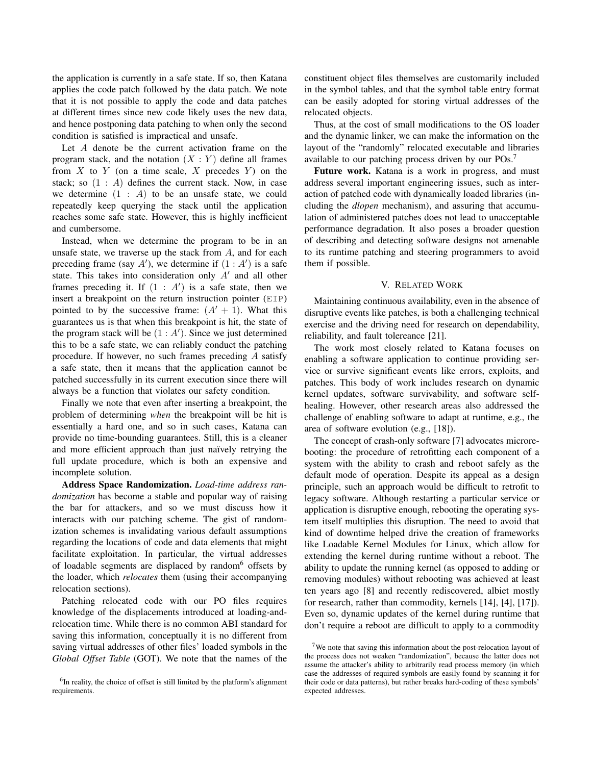the application is currently in a safe state. If so, then Katana applies the code patch followed by the data patch. We note that it is not possible to apply the code and data patches at different times since new code likely uses the new data, and hence postponing data patching to when only the second condition is satisfied is impractical and unsafe.

Let $A$ denote be the current activation frame on the program stack, and the notation $(X : Y)$ define all frames from $X$ to $Y$ (on a time scale, $X$ precedes $Y$) on the stack; so $(1 : A)$ defines the current stack. Now, in case we determine $(1 : A)$ to be an unsafe state, we could repeatedly keep querying the stack until the application reaches some safe state. However, this is highly inefficient and cumbersome.

Instead, when we determine the program to be in an unsafe state, we traverse up the stack from $A$, and for each preceding frame (say $A'$), we determine if $(1 : A')$ is a safe state. This takes into consideration only $A'$ and all other frames preceding it. If $(1 : A')$ is a safe state, then we insert a breakpoint on the return instruction pointer (`EIP`) pointed to by the successive frame: $(A' + 1)$. What this guarantees us is that when this breakpoint is hit, the state of the program stack will be $(1 : A')$. Since we just determined this to be a safe state, we can reliably conduct the patching procedure. If however, no such frames preceding $A$ satisfy a safe state, then it means that the application cannot be patched successfully in its current execution since there will always be a function that violates our safety condition.

Finally we note that even after inserting a breakpoint, the problem of determining *when* the breakpoint will be hit is essentially a hard one, and so in such cases, Katana can provide no time-bounding guarantees. Still, this is a cleaner and more efficient approach than just naïvely retrying the full update procedure, which is both an expensive and incomplete solution.

**Address Space Randomization.** *Load-time address randomization* has become a stable and popular way of raising the bar for attackers, and so we must discuss how it interacts with our patching scheme. The gist of randomization schemes is invalidating various default assumptions regarding the locations of code and data elements that might facilitate exploitation. In particular, the virtual addresses of loadable segments are displaced by random[6] offsets by the loader, which *relocates* them (using their accompanying relocation sections).

Patching relocated code with our PO files requires knowledge of the displacements introduced at loading-and-relocation time. While there is no common ABI standard for saving this information, conceptually it is no different from saving virtual addresses of other files' loaded symbols in the *Global Offset Table* (GOT). We note that the names of the constituent object files themselves are customarily included in the symbol tables, and that the symbol table entry format can be easily adopted for storing virtual addresses of the relocated objects.

Thus, at the cost of small modifications to the OS loader and the dynamic linker, we can make the information on the layout of the "randomly" relocated executable and libraries available to our patching process driven by our POs.[7]

**Future work.** Katana is a work in progress, and must address several important engineering issues, such as interaction of patched code with dynamically loaded libraries (including the *dlopen* mechanism), and assuring that accumulation of administered patches does not lead to unacceptable performance degradation. It also poses a broader question of describing and detecting software designs not amenable to its runtime patching and steering programmers to avoid them if possible.

## V. Related Work

Maintaining continuous availability, even in the absence of disruptive events like patches, is both a challenging technical exercise and the driving need for research on dependability, reliability, and fault tolereance [21].

The work most closely related to Katana focuses on enabling a software application to continue providing service or survive significant events like errors, exploits, and patches. This body of work includes research on dynamic kernel updates, software survivability, and software self-healing. However, other research areas also addressed the challenge of enabling software to adapt at runtime, e.g., the area of software evolution (e.g., [18]).

The concept of crash-only software [7] advocates microrebooting: the procedure of retrofitting each component of a system with the ability to crash and reboot safely as the default mode of operation. Despite its appeal as a design principle, such an approach would be difficult to retrofit to legacy software. Although restarting a particular service or application is disruptive enough, rebooting the operating system itself multiplies this disruption. The need to avoid that kind of downtime helped drive the creation of frameworks like Loadable Kernel Modules for Linux, which allow for extending the kernel during runtime without a reboot. The ability to update the running kernel (as opposed to adding or removing modules) without rebooting was achieved at least ten years ago [8] and recently rediscovered, albiet mostly for research, rather than commodity, kernels [14], [4], [17]). Even so, dynamic updates of the kernel during runtime that don't require a reboot are difficult to apply to a commodity

[6]In reality, the choice of offset is still limited by the platform's alignment requirements.

[7]We note that saving this information about the post-relocation layout of the process does not weaken "randomization", because the latter does not assume the attacker's ability to arbitrarily read process memory (in which case the addresses of required symbols are easily found by scanning it for their code or data patterns), but rather breaks hard-coding of these symbols' expected addresses.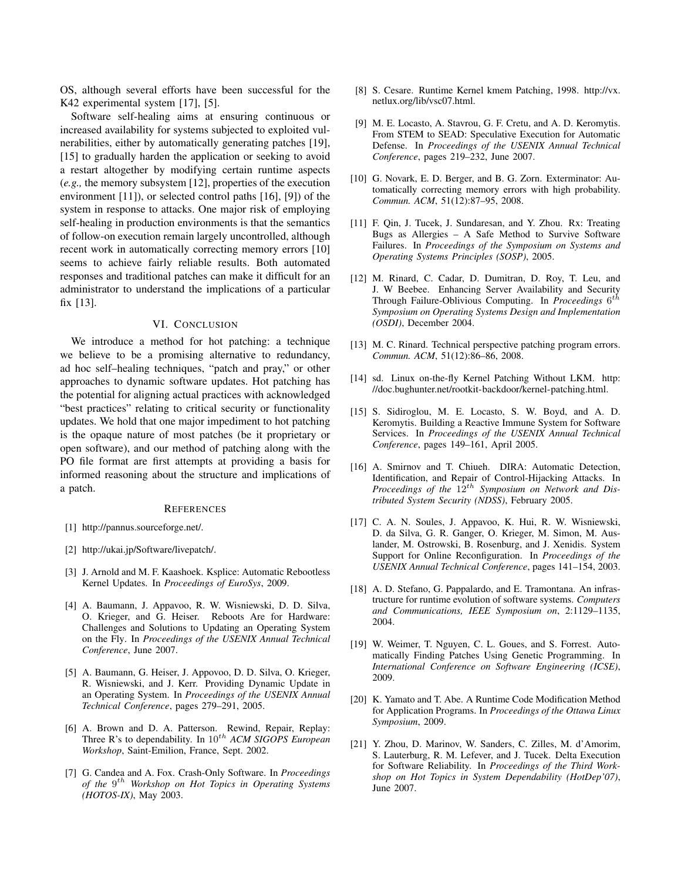OS, although several efforts have been successful for the K42 experimental system [17], [5].

Software self-healing aims at ensuring continuous or increased availability for systems subjected to exploited vulnerabilities, either by automatically generating patches [19], [15] to gradually harden the application or seeking to avoid a restart altogether by modifying certain runtime aspects (*e.g.,* the memory subsystem [12], properties of the execution environment [11]), or selected control paths [16], [9]) of the system in response to attacks. One major risk of employing self-healing in production environments is that the semantics of follow-on execution remain largely uncontrolled, although recent work in automatically correcting memory errors [10] seems to achieve fairly reliable results. Both automated responses and traditional patches can make it difficult for an administrator to understand the implications of a particular fix [13].

## VI. Conclusion

We introduce a method for hot patching: a technique we believe to be a promising alternative to redundancy, ad hoc self–healing techniques, "patch and pray," or other approaches to dynamic software updates. Hot patching has the potential for aligning actual practices with acknowledged "best practices" relating to critical security or functionality updates. We hold that one major impediment to hot patching is the opaque nature of most patches (be it proprietary or open software), and our method of patching along with the PO file format are first attempts at providing a basis for informed reasoning about the structure and implications of a patch.

## References

[1] http://pannus.sourceforge.net/.

[2] http://ukai.jp/Software/livepatch/.

[3] J. Arnold and M. F. Kaashoek. Ksplice: Automatic Rebootless Kernel Updates. In *Proceedings of EuroSys*, 2009.

[4] A. Baumann, J. Appavoo, R. W. Wisniewski, D. D. Silva, O. Krieger, and G. Heiser. Reboots Are for Hardware: Challenges and Solutions to Updating an Operating System on the Fly. In *Proceedings of the USENIX Annual Technical Conference*, June 2007.

[5] A. Baumann, G. Heiser, J. Appovoo, D. D. Silva, O. Krieger, R. Wisniewski, and J. Kerr. Providing Dynamic Update in an Operating System. In *Proceedings of the USENIX Annual Technical Conference*, pages 279–291, 2005.

[6] A. Brown and D. A. Patterson. Rewind, Repair, Replay: Three R's to dependability. In $10^{th}$ *ACM SIGOPS European Workshop*, Saint-Emilion, France, Sept. 2002.

[7] G. Candea and A. Fox. Crash-Only Software. In *Proceedings of the* $9^{th}$ *Workshop on Hot Topics in Operating Systems (HOTOS-IX)*, May 2003.

[8] S. Cesare. Runtime Kernel kmem Patching, 1998. http://vx.netlux.org/lib/vsc07.html.

[9] M. E. Locasto, A. Stavrou, G. F. Cretu, and A. D. Keromytis. From STEM to SEAD: Speculative Execution for Automatic Defense. In *Proceedings of the USENIX Annual Technical Conference*, pages 219–232, June 2007.

[10] G. Novark, E. D. Berger, and B. G. Zorn. Exterminator: Automatically correcting memory errors with high probability. *Commun. ACM*, 51(12):87–95, 2008.

[11] F. Qin, J. Tucek, J. Sundaresan, and Y. Zhou. Rx: Treating Bugs as Allergies – A Safe Method to Survive Software Failures. In *Proceedings of the Symposium on Systems and Operating Systems Principles (SOSP)*, 2005.

[12] M. Rinard, C. Cadar, D. Dumitran, D. Roy, T. Leu, and J. W Beebee. Enhancing Server Availability and Security Through Failure-Oblivious Computing. In *Proceedings* $6^{th}$ *Symposium on Operating Systems Design and Implementation (OSDI)*, December 2004.

[13] M. C. Rinard. Technical perspective patching program errors. *Commun. ACM*, 51(12):86–86, 2008.

[14] sd. Linux on-the-fly Kernel Patching Without LKM. http://doc.bughunter.net/rootkit-backdoor/kernel-patching.html.

[15] S. Sidiroglou, M. E. Locasto, S. W. Boyd, and A. D. Keromytis. Building a Reactive Immune System for Software Services. In *Proceedings of the USENIX Annual Technical Conference*, pages 149–161, April 2005.

[16] A. Smirnov and T. Chiueh. DIRA: Automatic Detection, Identification, and Repair of Control-Hijacking Attacks. In *Proceedings of the* $12^{th}$ *Symposium on Network and Distributed System Security (NDSS)*, February 2005.

[17] C. A. N. Soules, J. Appavoo, K. Hui, R. W. Wisniewski, D. da Silva, G. R. Ganger, O. Krieger, M. Simon, M. Auslander, M. Ostrowski, B. Rosenburg, and J. Xenidis. System Support for Online Reconfiguration. In *Proceedings of the USENIX Annual Technical Conference*, pages 141–154, 2003.

[18] A. D. Stefano, G. Pappalardo, and E. Tramontana. An infrastructure for runtime evolution of software systems. *Computers and Communications, IEEE Symposium on*, 2:1129–1135, 2004.

[19] W. Weimer, T. Nguyen, C. L. Goues, and S. Forrest. Automatically Finding Patches Using Genetic Programming. In *International Conference on Software Engineering (ICSE)*, 2009.

[20] K. Yamato and T. Abe. A Runtime Code Modification Method for Application Programs. In *Proceedings of the Ottawa Linux Symposium*, 2009.

[21] Y. Zhou, D. Marinov, W. Sanders, C. Zilles, M. d'Amorim, S. Lauterburg, R. M. Lefever, and J. Tucek. Delta Execution for Software Reliability. In *Proceedings of the Third Workshop on Hot Topics in System Dependability (HotDep'07)*, June 2007.